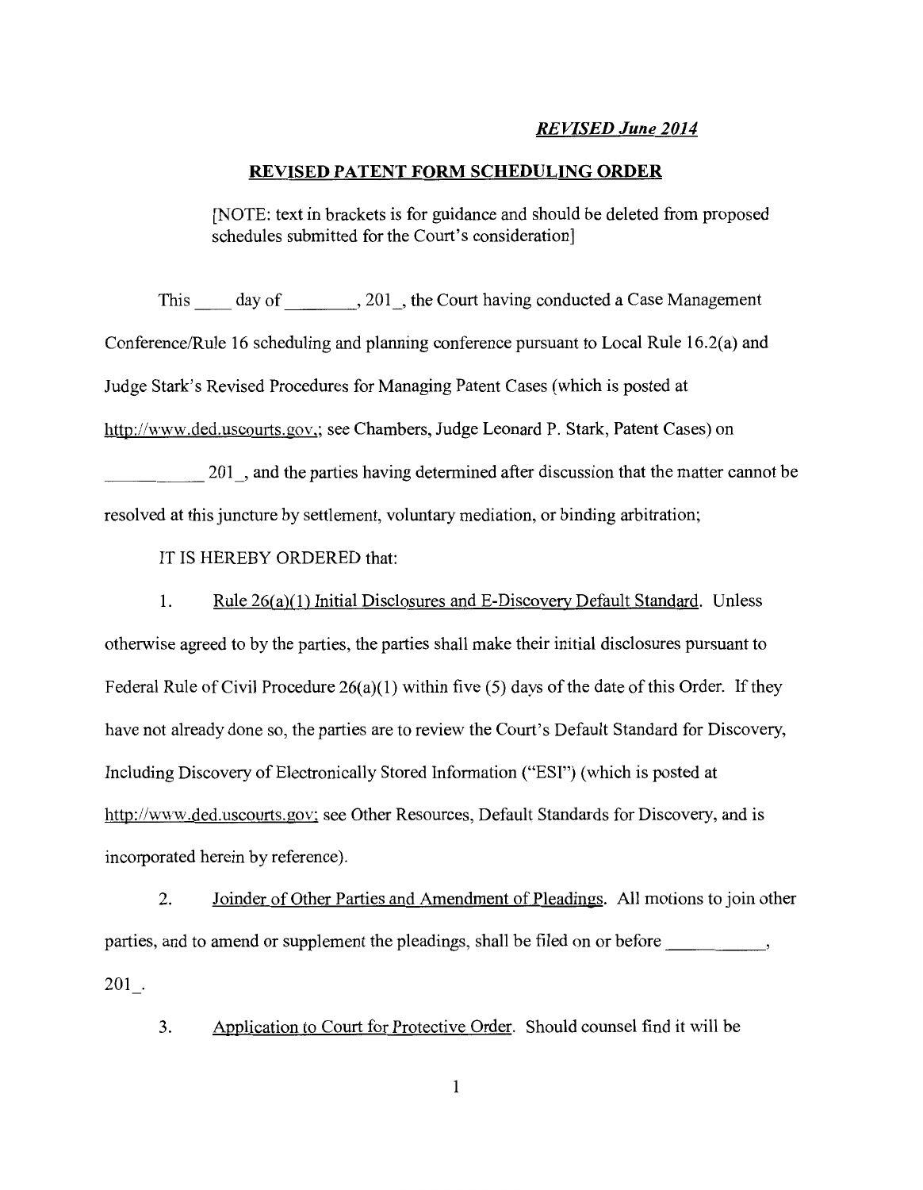*REVISED June 2014*

**REVISED PATENT FORM SCHEDULING ORDER**

[NOTE: text in brackets is for guidance and should be deleted from proposed schedules submitted for the Court's consideration]

This ____ day of ________, 201_, the Court having conducted a Case Management Conference/Rule 16 scheduling and planning conference pursuant to Local Rule 16.2(a) and Judge Stark's Revised Procedures for Managing Patent Cases (which is posted at http://www.ded.uscourts.gov.; see Chambers, Judge Leonard P. Stark, Patent Cases) on __________ 201_, and the parties having determined after discussion that the matter cannot be resolved at this juncture by settlement, voluntary mediation, or binding arbitration;

IT IS HEREBY ORDERED that:

1. Rule 26(a)(1) Initial Disclosures and E-Discovery Default Standard. Unless otherwise agreed to by the parties, the parties shall make their initial disclosures pursuant to Federal Rule of Civil Procedure 26(a)(1) within five (5) days of the date of this Order. If they have not already done so, the parties are to review the Court's Default Standard for Discovery, Including Discovery of Electronically Stored Information ("ESI") (which is posted at http://www.ded.uscourts.gov; see Other Resources, Default Standards for Discovery, and is incorporated herein by reference).

2. Joinder of Other Parties and Amendment of Pleadings. All motions to join other parties, and to amend or supplement the pleadings, shall be filed on or before ___________, 201_.

3. Application to Court for Protective Order. Should counsel find it will be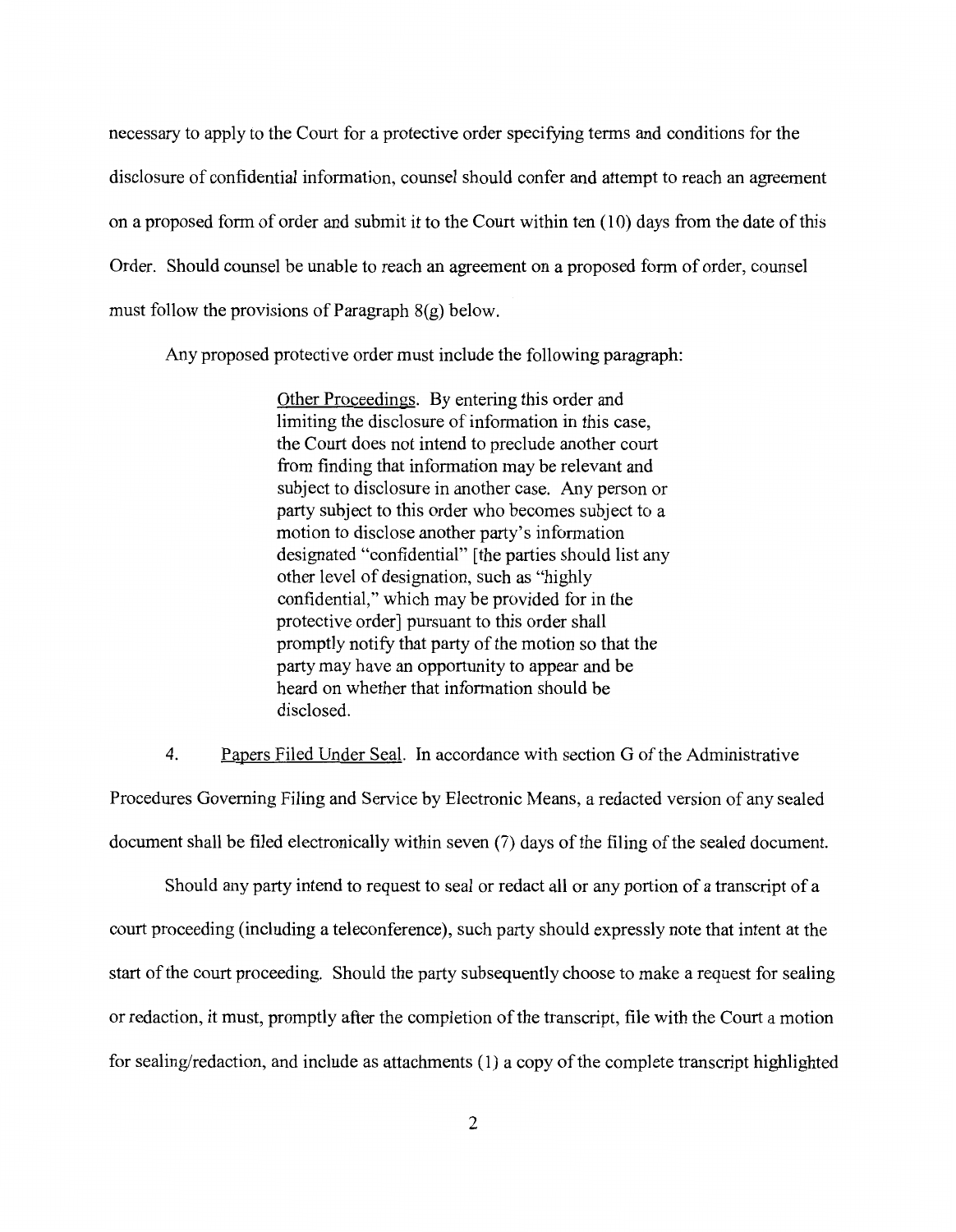necessary to apply to the Court for a protective order specifying terms and conditions for the disclosure of confidential information, counsel should confer and attempt to reach an agreement on a proposed form of order and submit it to the Court within ten (10) days from the date of this Order. Should counsel be unable to reach an agreement on a proposed form of order, counsel must follow the provisions of Paragraph 8(g) below.

Any proposed protective order must include the following paragraph:

> Other Proceedings. By entering this order and limiting the disclosure of information in this case, the Court does not intend to preclude another court from finding that information may be relevant and subject to disclosure in another case. Any person or party subject to this order who becomes subject to a motion to disclose another party's information designated "confidential" [the parties should list any other level of designation, such as "highly confidential," which may be provided for in the protective order] pursuant to this order shall promptly notify that party of the motion so that the party may have an opportunity to appear and be heard on whether that information should be disclosed.

4. Papers Filed Under Seal. In accordance with section G of the Administrative Procedures Governing Filing and Service by Electronic Means, a redacted version of any sealed document shall be filed electronically within seven (7) days of the filing of the sealed document.

Should any party intend to request to seal or redact all or any portion of a transcript of a court proceeding (including a teleconference), such party should expressly note that intent at the start of the court proceeding. Should the party subsequently choose to make a request for sealing or redaction, it must, promptly after the completion of the transcript, file with the Court a motion for sealing/redaction, and include as attachments (1) a copy of the complete transcript highlighted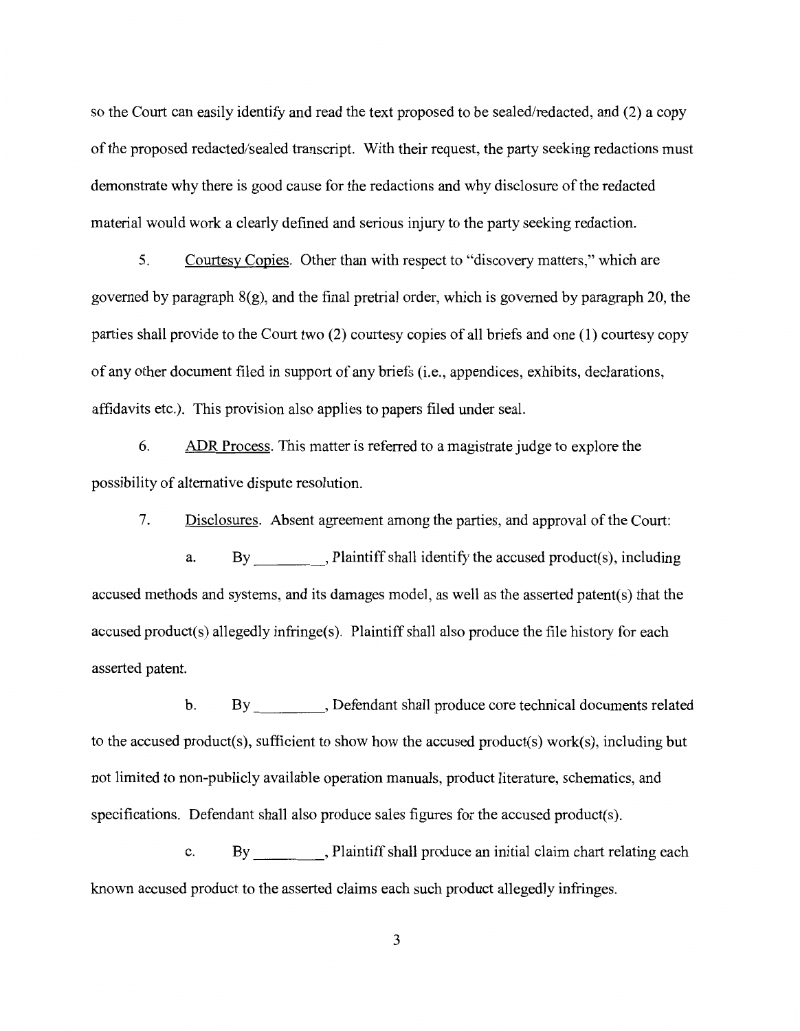so the Court can easily identify and read the text proposed to be sealed/redacted, and (2) a copy of the proposed redacted/sealed transcript. With their request, the party seeking redactions must demonstrate why there is good cause for the redactions and why disclosure of the redacted material would work a clearly defined and serious injury to the party seeking redaction.

5. Courtesy Copies. Other than with respect to "discovery matters," which are governed by paragraph 8(g), and the final pretrial order, which is governed by paragraph 20, the parties shall provide to the Court two (2) courtesy copies of all briefs and one (1) courtesy copy of any other document filed in support of any briefs (i.e., appendices, exhibits, declarations, affidavits etc.). This provision also applies to papers filed under seal.

6. ADR Process. This matter is referred to a magistrate judge to explore the possibility of alternative dispute resolution.

7. Disclosures. Absent agreement among the parties, and approval of the Court:

a. By ________, Plaintiff shall identify the accused product(s), including accused methods and systems, and its damages model, as well as the asserted patent(s) that the accused product(s) allegedly infringe(s). Plaintiff shall also produce the file history for each asserted patent.

b. By ________, Defendant shall produce core technical documents related to the accused product(s), sufficient to show how the accused product(s) work(s), including but not limited to non-publicly available operation manuals, product literature, schematics, and specifications. Defendant shall also produce sales figures for the accused product(s).

c. By ________, Plaintiff shall produce an initial claim chart relating each known accused product to the asserted claims each such product allegedly infringes.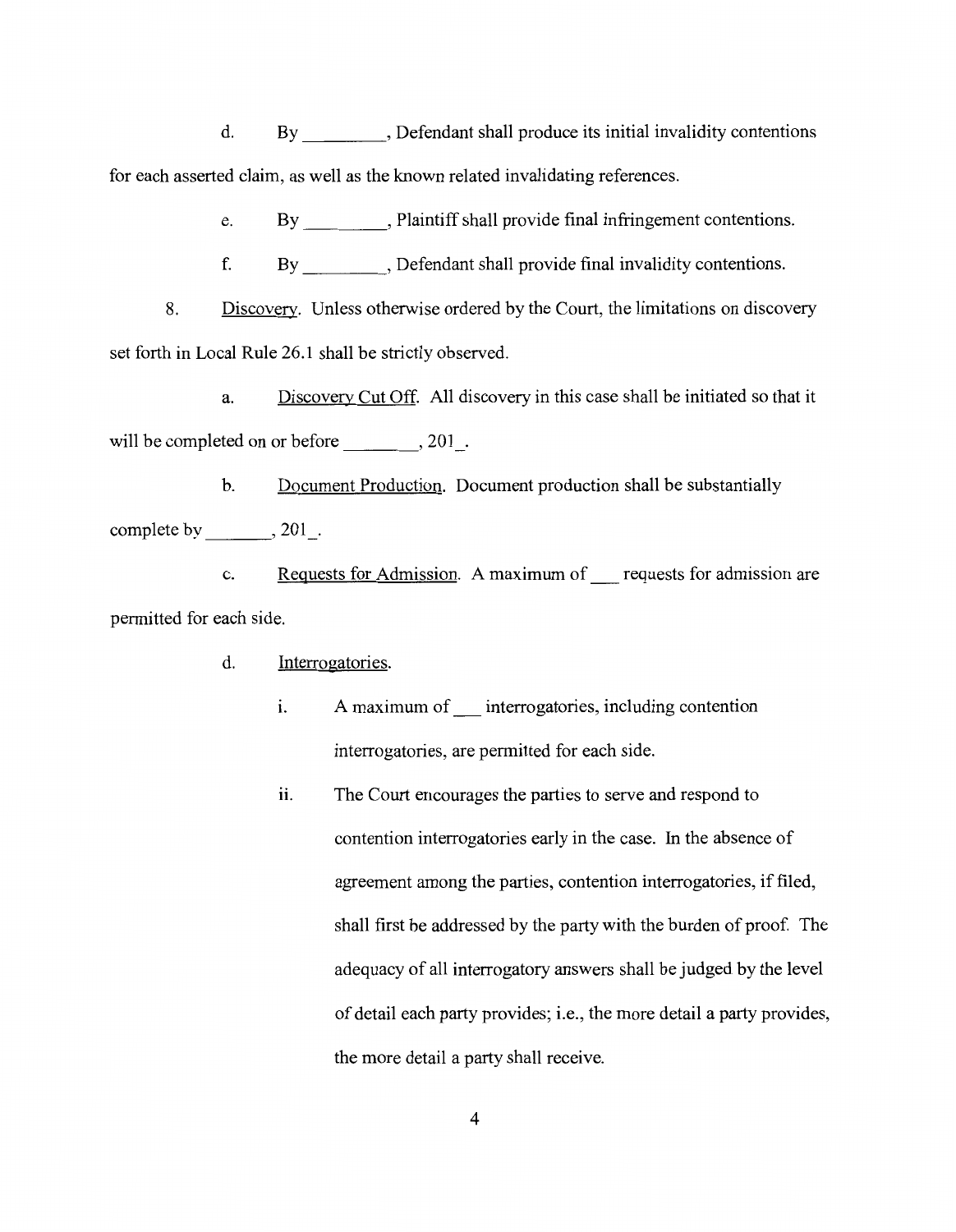d. By ________, Defendant shall produce its initial invalidity contentions for each asserted claim, as well as the known related invalidating references.

e. By ________, Plaintiff shall provide final infringement contentions.

f. By ________, Defendant shall provide final invalidity contentions.

8. Discovery. Unless otherwise ordered by the Court, the limitations on discovery set forth in Local Rule 26.1 shall be strictly observed.

a. Discovery Cut Off. All discovery in this case shall be initiated so that it will be completed on or before _______, 201_.

b. Document Production. Document production shall be substantially complete by _______, 201_.

c. Requests for Admission. A maximum of ___ requests for admission are permitted for each side.

d. Interrogatories.

i. A maximum of ___ interrogatories, including contention interrogatories, are permitted for each side.

ii. The Court encourages the parties to serve and respond to contention interrogatories early in the case. In the absence of agreement among the parties, contention interrogatories, if filed, shall first be addressed by the party with the burden of proof. The adequacy of all interrogatory answers shall be judged by the level of detail each party provides; i.e., the more detail a party provides, the more detail a party shall receive.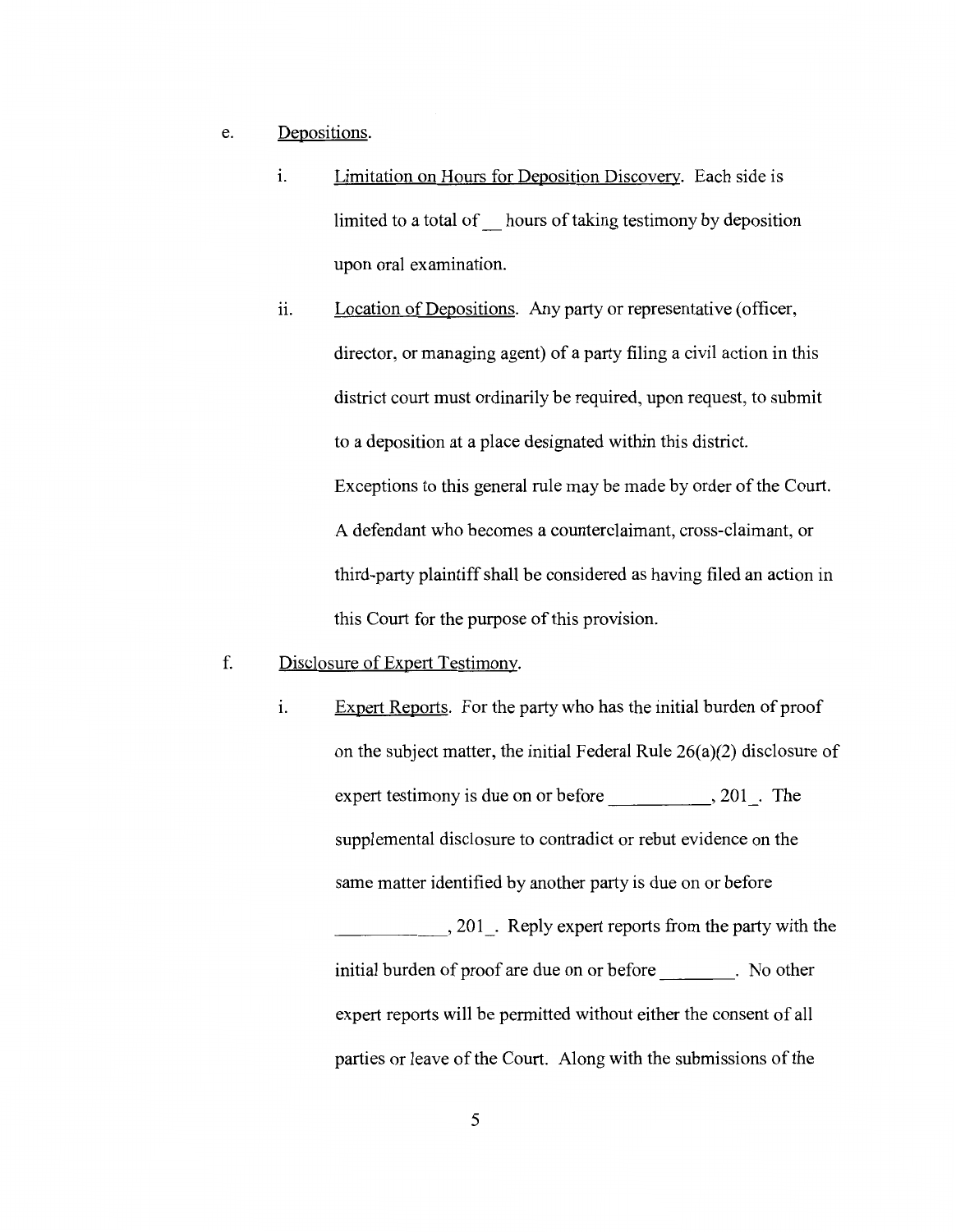e. Depositions.

   i. Limitation on Hours for Deposition Discovery. Each side is limited to a total of __ hours of taking testimony by deposition upon oral examination.

   ii. Location of Depositions. Any party or representative (officer, director, or managing agent) of a party filing a civil action in this district court must ordinarily be required, upon request, to submit to a deposition at a place designated within this district. Exceptions to this general rule may be made by order of the Court. A defendant who becomes a counterclaimant, cross-claimant, or third-party plaintiff shall be considered as having filed an action in this Court for the purpose of this provision.

f. Disclosure of Expert Testimony.

   i. Expert Reports. For the party who has the initial burden of proof on the subject matter, the initial Federal Rule 26(a)(2) disclosure of expert testimony is due on or before __________, 201_. The supplemental disclosure to contradict or rebut evidence on the same matter identified by another party is due on or before __________, 201_. Reply expert reports from the party with the initial burden of proof are due on or before ________. No other expert reports will be permitted without either the consent of all parties or leave of the Court. Along with the submissions of the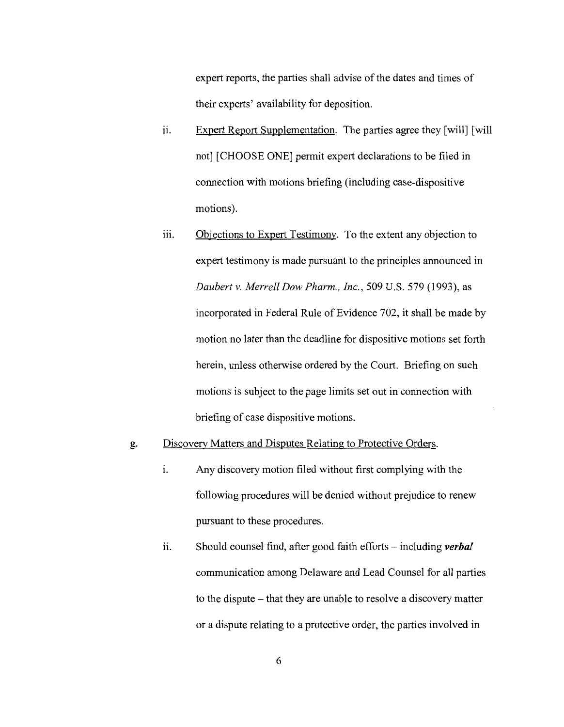expert reports, the parties shall advise of the dates and times of their experts' availability for deposition.

ii. Expert Report Supplementation. The parties agree they [will] [will not] [CHOOSE ONE] permit expert declarations to be filed in connection with motions briefing (including case-dispositive motions).

iii. Objections to Expert Testimony. To the extent any objection to expert testimony is made pursuant to the principles announced in *Daubert v. Merrell Dow Pharm., Inc.*, 509 U.S. 579 (1993), as incorporated in Federal Rule of Evidence 702, it shall be made by motion no later than the deadline for dispositive motions set forth herein, unless otherwise ordered by the Court. Briefing on such motions is subject to the page limits set out in connection with briefing of case dispositive motions.

g. Discovery Matters and Disputes Relating to Protective Orders.

i. Any discovery motion filed without first complying with the following procedures will be denied without prejudice to renew pursuant to these procedures.

ii. Should counsel find, after good faith efforts – including ***verbal*** communication among Delaware and Lead Counsel for all parties to the dispute – that they are unable to resolve a discovery matter or a dispute relating to a protective order, the parties involved in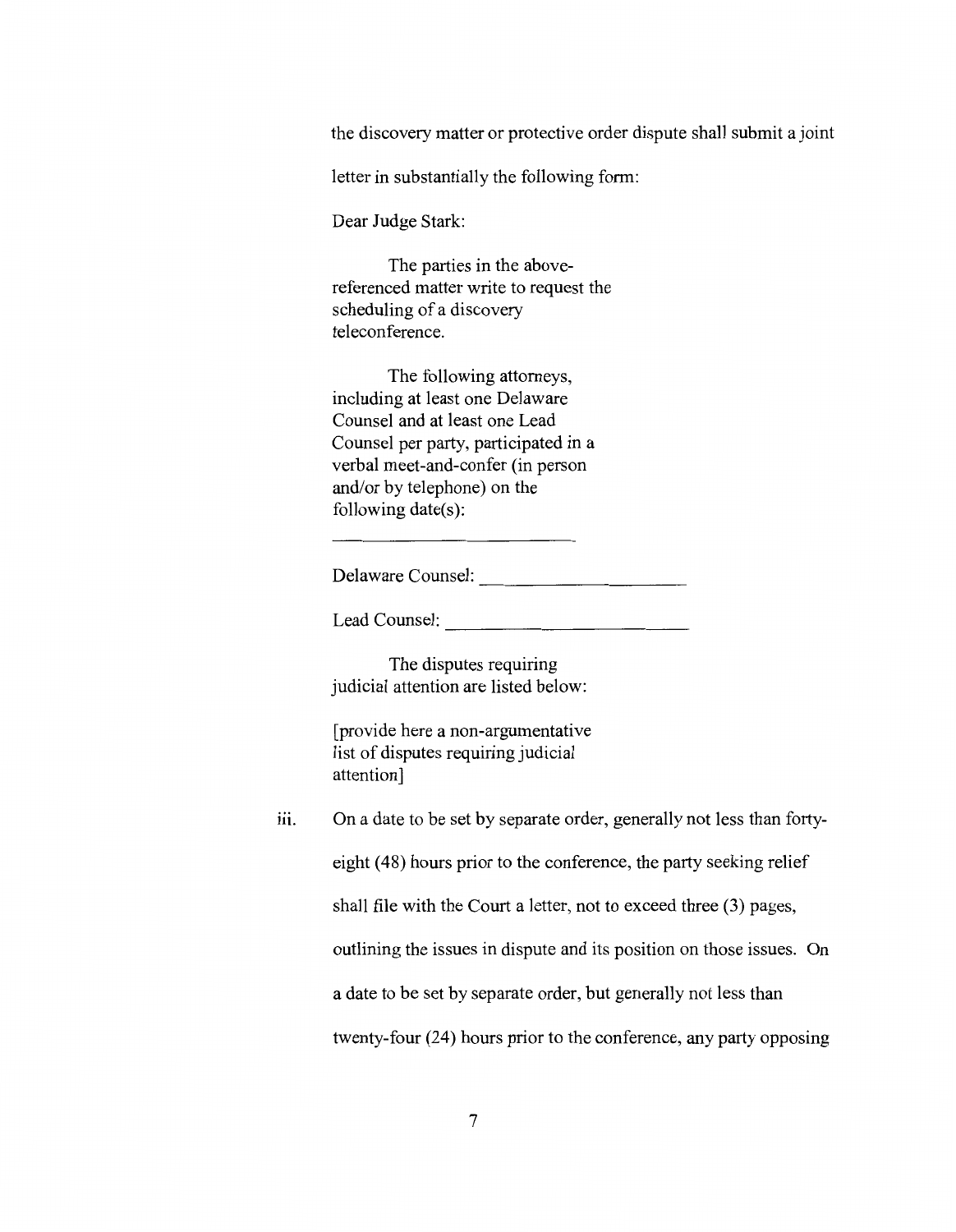the discovery matter or protective order dispute shall submit a joint letter in substantially the following form:

Dear Judge Stark:

The parties in the above-referenced matter write to request the scheduling of a discovery teleconference.

The following attorneys, including at least one Delaware Counsel and at least one Lead Counsel per party, participated in a verbal meet-and-confer (in person and/or by telephone) on the following date(s):

______________________

Delaware Counsel: ______________________

Lead Counsel: ______________________

The disputes requiring judicial attention are listed below:

[provide here a non-argumentative list of disputes requiring judicial attention]

iii. On a date to be set by separate order, generally not less than forty-eight (48) hours prior to the conference, the party seeking relief shall file with the Court a letter, not to exceed three (3) pages, outlining the issues in dispute and its position on those issues. On a date to be set by separate order, but generally not less than twenty-four (24) hours prior to the conference, any party opposing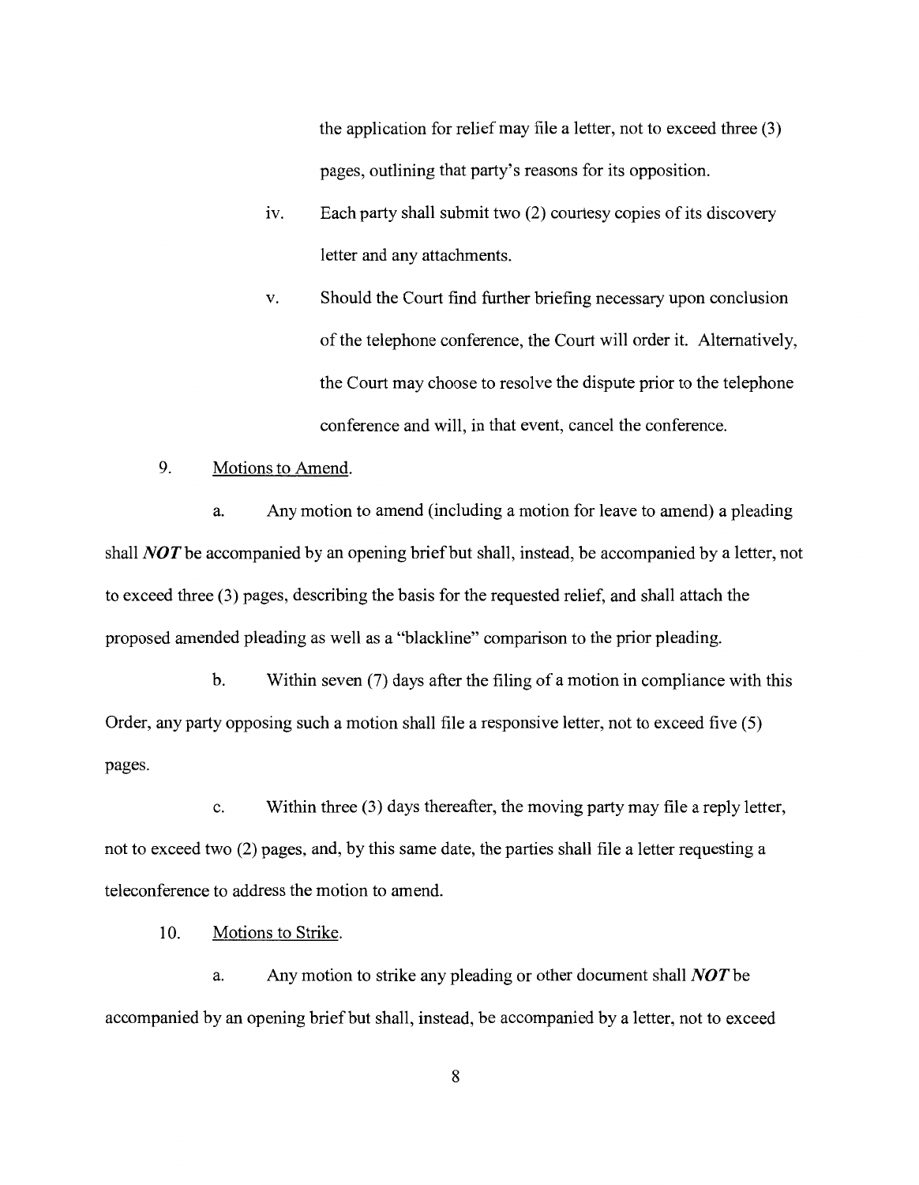the application for relief may file a letter, not to exceed three (3) pages, outlining that party's reasons for its opposition.

iv. Each party shall submit two (2) courtesy copies of its discovery letter and any attachments.

v. Should the Court find further briefing necessary upon conclusion of the telephone conference, the Court will order it. Alternatively, the Court may choose to resolve the dispute prior to the telephone conference and will, in that event, cancel the conference.

9. <u>Motions to Amend</u>.

a. Any motion to amend (including a motion for leave to amend) a pleading shall ***NOT*** be accompanied by an opening brief but shall, instead, be accompanied by a letter, not to exceed three (3) pages, describing the basis for the requested relief, and shall attach the proposed amended pleading as well as a "blackline" comparison to the prior pleading.

b. Within seven (7) days after the filing of a motion in compliance with this Order, any party opposing such a motion shall file a responsive letter, not to exceed five (5) pages.

c. Within three (3) days thereafter, the moving party may file a reply letter, not to exceed two (2) pages, and, by this same date, the parties shall file a letter requesting a teleconference to address the motion to amend.

10. <u>Motions to Strike</u>.

a. Any motion to strike any pleading or other document shall ***NOT*** be accompanied by an opening brief but shall, instead, be accompanied by a letter, not to exceed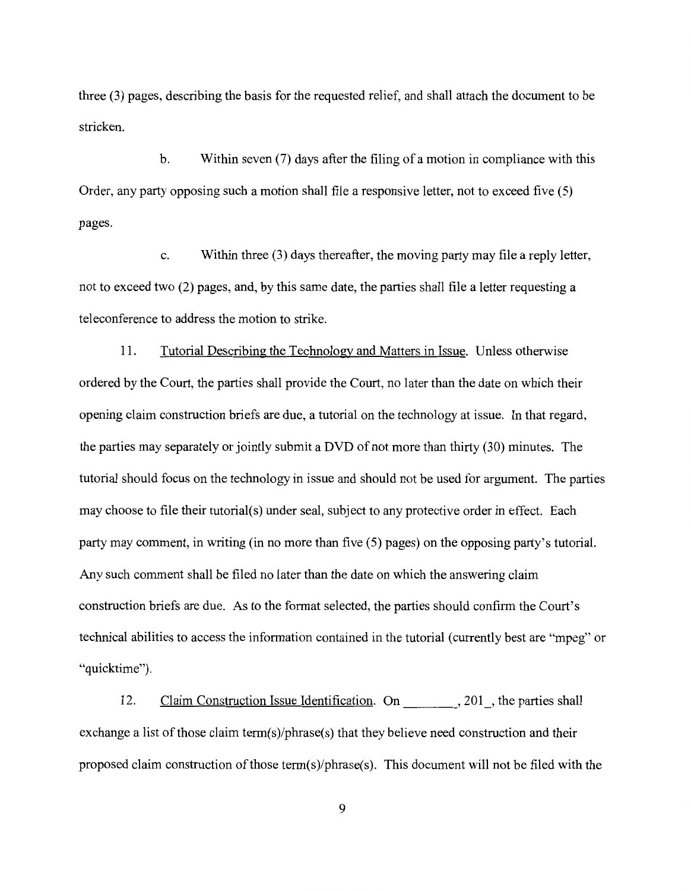three (3) pages, describing the basis for the requested relief, and shall attach the document to be stricken.

b. Within seven (7) days after the filing of a motion in compliance with this Order, any party opposing such a motion shall file a responsive letter, not to exceed five (5) pages.

c. Within three (3) days thereafter, the moving party may file a reply letter, not to exceed two (2) pages, and, by this same date, the parties shall file a letter requesting a teleconference to address the motion to strike.

11. Tutorial Describing the Technology and Matters in Issue. Unless otherwise ordered by the Court, the parties shall provide the Court, no later than the date on which their opening claim construction briefs are due, a tutorial on the technology at issue. In that regard, the parties may separately or jointly submit a DVD of not more than thirty (30) minutes. The tutorial should focus on the technology in issue and should not be used for argument. The parties may choose to file their tutorial(s) under seal, subject to any protective order in effect. Each party may comment, in writing (in no more than five (5) pages) on the opposing party's tutorial. Any such comment shall be filed no later than the date on which the answering claim construction briefs are due. As to the format selected, the parties should confirm the Court's technical abilities to access the information contained in the tutorial (currently best are "mpeg" or "quicktime").

12. Claim Construction Issue Identification. On ________, 201_, the parties shall exchange a list of those claim term(s)/phrase(s) that they believe need construction and their proposed claim construction of those term(s)/phrase(s). This document will not be filed with the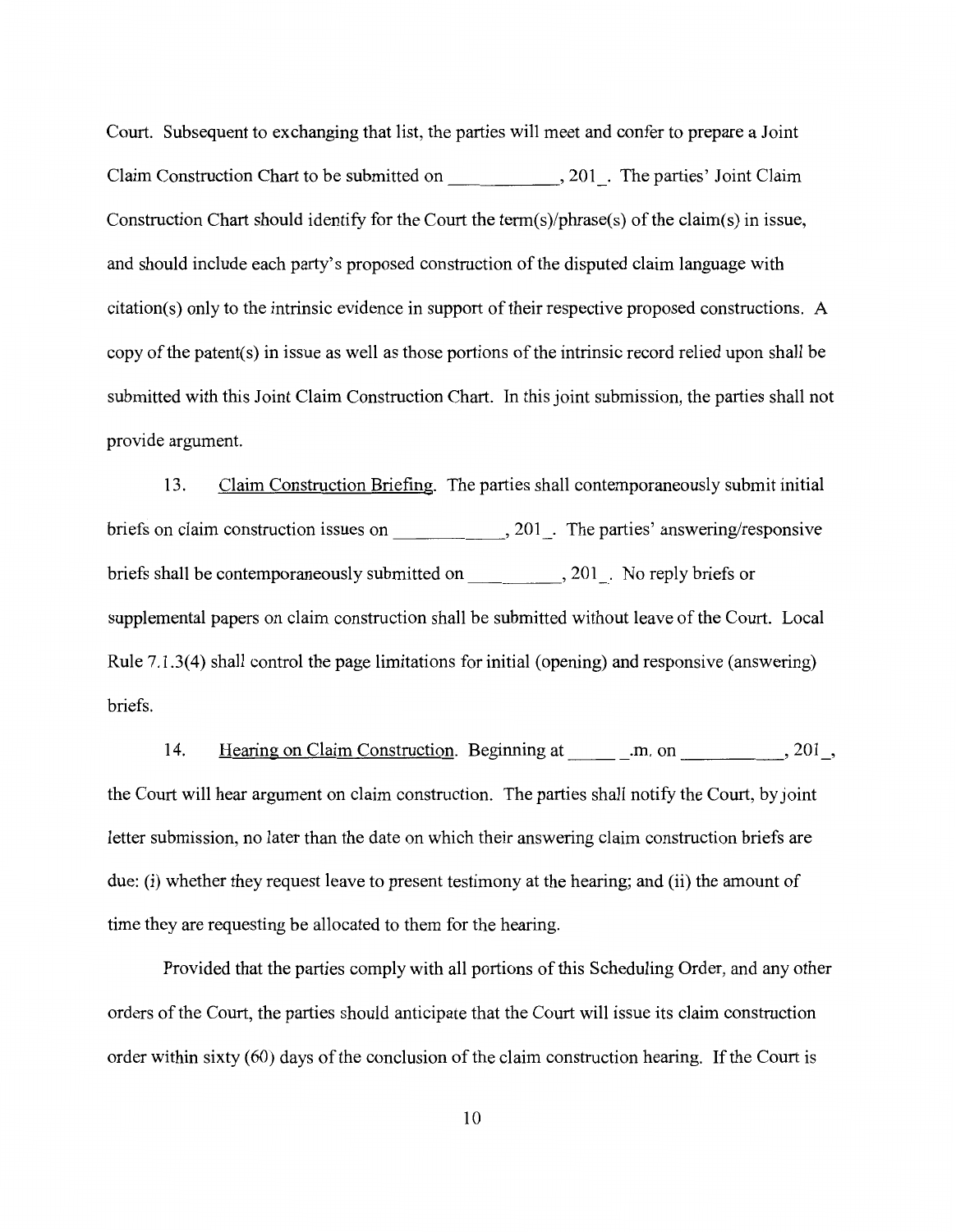Court. Subsequent to exchanging that list, the parties will meet and confer to prepare a Joint Claim Construction Chart to be submitted on ____________, 201_. The parties' Joint Claim Construction Chart should identify for the Court the term(s)/phrase(s) of the claim(s) in issue, and should include each party's proposed construction of the disputed claim language with citation(s) only to the intrinsic evidence in support of their respective proposed constructions. A copy of the patent(s) in issue as well as those portions of the intrinsic record relied upon shall be submitted with this Joint Claim Construction Chart. In this joint submission, the parties shall not provide argument.

13. Claim Construction Briefing. The parties shall contemporaneously submit initial briefs on claim construction issues on ____________, 201_. The parties' answering/responsive briefs shall be contemporaneously submitted on __________, 201_. No reply briefs or supplemental papers on claim construction shall be submitted without leave of the Court. Local Rule 7.1.3(4) shall control the page limitations for initial (opening) and responsive (answering) briefs.

14. Hearing on Claim Construction. Beginning at ______.m. on ___________, 201_, the Court will hear argument on claim construction. The parties shall notify the Court, by joint letter submission, no later than the date on which their answering claim construction briefs are due: (i) whether they request leave to present testimony at the hearing; and (ii) the amount of time they are requesting be allocated to them for the hearing.

Provided that the parties comply with all portions of this Scheduling Order, and any other orders of the Court, the parties should anticipate that the Court will issue its claim construction order within sixty (60) days of the conclusion of the claim construction hearing. If the Court is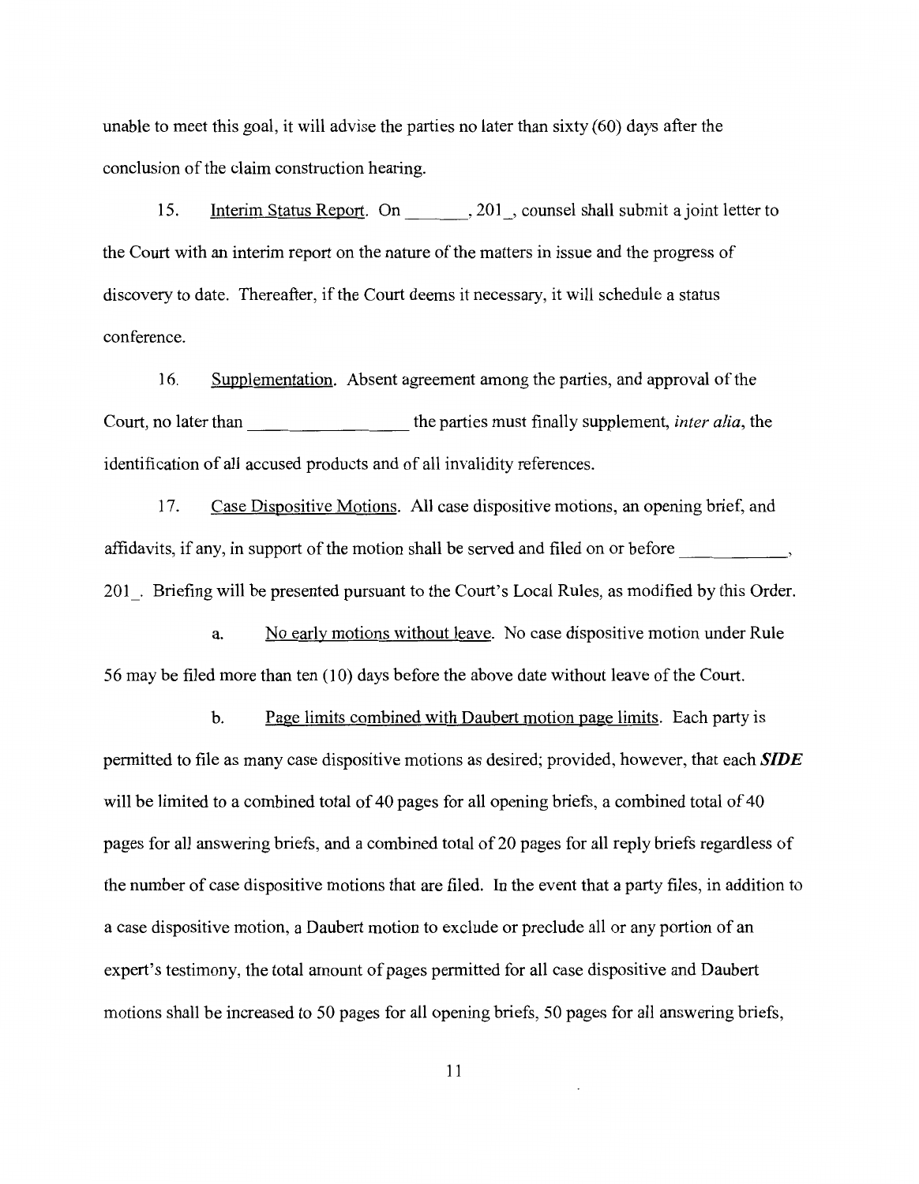unable to meet this goal, it will advise the parties no later than sixty (60) days after the conclusion of the claim construction hearing.

15. Interim Status Report. On _______, 201_, counsel shall submit a joint letter to the Court with an interim report on the nature of the matters in issue and the progress of discovery to date. Thereafter, if the Court deems it necessary, it will schedule a status conference.

16. Supplementation. Absent agreement among the parties, and approval of the Court, no later than _________________ the parties must finally supplement, *inter alia*, the identification of all accused products and of all invalidity references.

17. Case Dispositive Motions. All case dispositive motions, an opening brief, and affidavits, if any, in support of the motion shall be served and filed on or before ____________, 201_. Briefing will be presented pursuant to the Court's Local Rules, as modified by this Order.

a. No early motions without leave. No case dispositive motion under Rule 56 may be filed more than ten (10) days before the above date without leave of the Court.

b. Page limits combined with Daubert motion page limits. Each party is permitted to file as many case dispositive motions as desired; provided, however, that each ***SIDE*** will be limited to a combined total of 40 pages for all opening briefs, a combined total of 40 pages for all answering briefs, and a combined total of 20 pages for all reply briefs regardless of the number of case dispositive motions that are filed. In the event that a party files, in addition to a case dispositive motion, a Daubert motion to exclude or preclude all or any portion of an expert's testimony, the total amount of pages permitted for all case dispositive and Daubert motions shall be increased to 50 pages for all opening briefs, 50 pages for all answering briefs,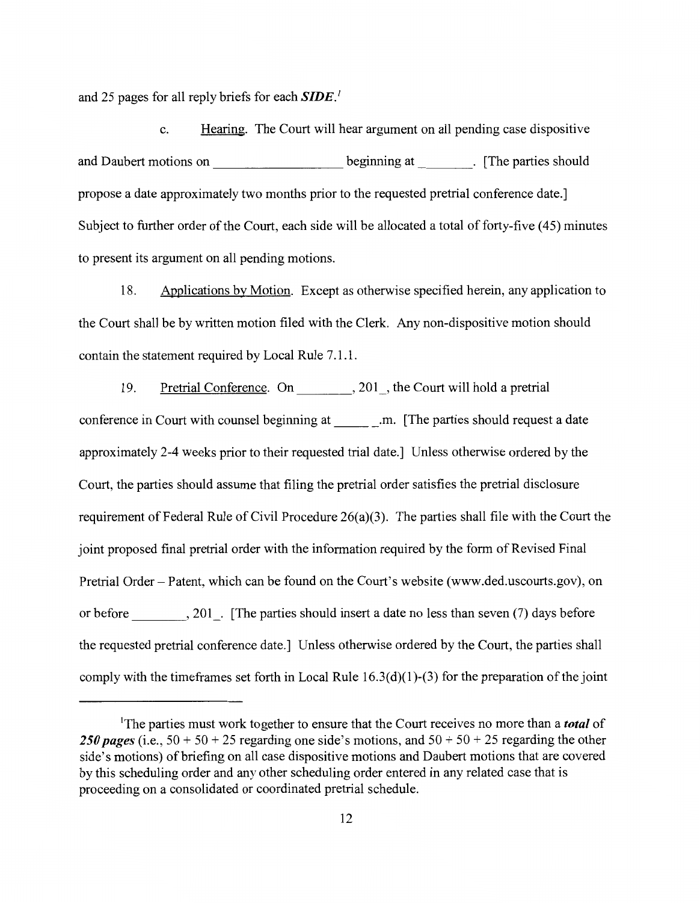and 25 pages for all reply briefs for each ***SIDE***.[1]

c. Hearing. The Court will hear argument on all pending case dispositive and Daubert motions on __________________ beginning at ________. [The parties should propose a date approximately two months prior to the requested pretrial conference date.] Subject to further order of the Court, each side will be allocated a total of forty-five (45) minutes to present its argument on all pending motions.

18. Applications by Motion. Except as otherwise specified herein, any application to the Court shall be by written motion filed with the Clerk. Any non-dispositive motion should contain the statement required by Local Rule 7.1.1.

19. Pretrial Conference. On ________, 201_, the Court will hold a pretrial conference in Court with counsel beginning at _____ _.m. [The parties should request a date approximately 2-4 weeks prior to their requested trial date.] Unless otherwise ordered by the Court, the parties should assume that filing the pretrial order satisfies the pretrial disclosure requirement of Federal Rule of Civil Procedure 26(a)(3). The parties shall file with the Court the joint proposed final pretrial order with the information required by the form of Revised Final Pretrial Order – Patent, which can be found on the Court's website (www.ded.uscourts.gov), on or before ________, 201_. [The parties should insert a date no less than seven (7) days before the requested pretrial conference date.] Unless otherwise ordered by the Court, the parties shall comply with the timeframes set forth in Local Rule 16.3(d)(1)-(3) for the preparation of the joint

---

[1] The parties must work together to ensure that the Court receives no more than a ***total*** of ***250 pages*** (i.e., 50 + 50 + 25 regarding one side's motions, and 50 + 50 + 25 regarding the other side's motions) of briefing on all case dispositive motions and Daubert motions that are covered by this scheduling order and any other scheduling order entered in any related case that is proceeding on a consolidated or coordinated pretrial schedule.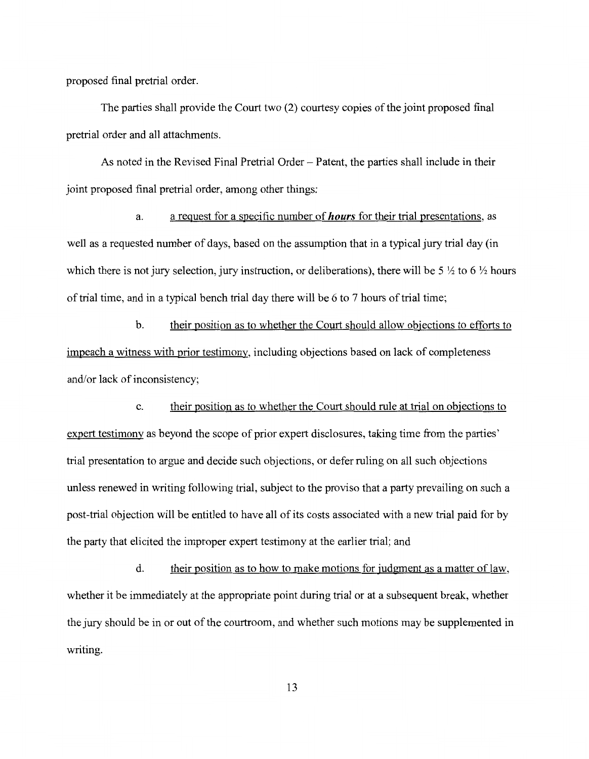proposed final pretrial order.

The parties shall provide the Court two (2) courtesy copies of the joint proposed final pretrial order and all attachments.

As noted in the Revised Final Pretrial Order – Patent, the parties shall include in their joint proposed final pretrial order, among other things:

a. <u>a request for a specific number of ***hours*** for their trial presentations</u>, as well as a requested number of days, based on the assumption that in a typical jury trial day (in which there is not jury selection, jury instruction, or deliberations), there will be 5 ½ to 6 ½ hours of trial time, and in a typical bench trial day there will be 6 to 7 hours of trial time;

b. <u>their position as to whether the Court should allow objections to efforts to impeach a witness with prior testimony</u>, including objections based on lack of completeness and/or lack of inconsistency;

c. <u>their position as to whether the Court should rule at trial on objections to expert testimony</u> as beyond the scope of prior expert disclosures, taking time from the parties' trial presentation to argue and decide such objections, or defer ruling on all such objections unless renewed in writing following trial, subject to the proviso that a party prevailing on such a post-trial objection will be entitled to have all of its costs associated with a new trial paid for by the party that elicited the improper expert testimony at the earlier trial; and

d. <u>their position as to how to make motions for judgment as a matter of law</u>, whether it be immediately at the appropriate point during trial or at a subsequent break, whether the jury should be in or out of the courtroom, and whether such motions may be supplemented in writing.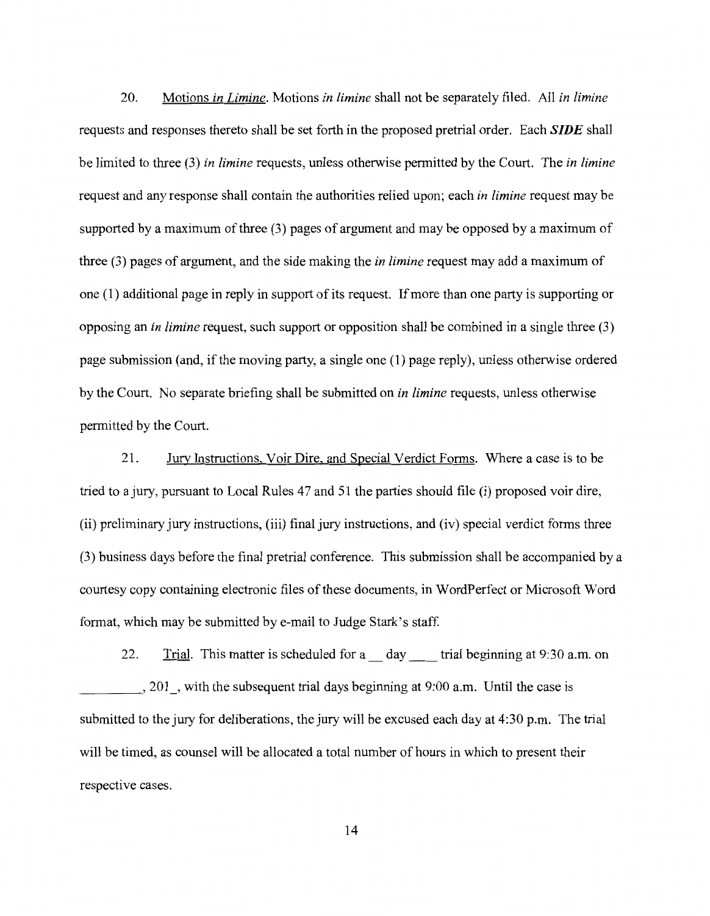20. Motions *in Limine*. Motions *in limine* shall not be separately filed. All *in limine* requests and responses thereto shall be set forth in the proposed pretrial order. Each ***SIDE*** shall be limited to three (3) *in limine* requests, unless otherwise permitted by the Court. The *in limine* request and any response shall contain the authorities relied upon; each *in limine* request may be supported by a maximum of three (3) pages of argument and may be opposed by a maximum of three (3) pages of argument, and the side making the *in limine* request may add a maximum of one (1) additional page in reply in support of its request. If more than one party is supporting or opposing an *in limine* request, such support or opposition shall be combined in a single three (3) page submission (and, if the moving party, a single one (1) page reply), unless otherwise ordered by the Court. No separate briefing shall be submitted on *in limine* requests, unless otherwise permitted by the Court.

21. Jury Instructions, Voir Dire, and Special Verdict Forms. Where a case is to be tried to a jury, pursuant to Local Rules 47 and 51 the parties should file (i) proposed voir dire, (ii) preliminary jury instructions, (iii) final jury instructions, and (iv) special verdict forms three (3) business days before the final pretrial conference. This submission shall be accompanied by a courtesy copy containing electronic files of these documents, in WordPerfect or Microsoft Word format, which may be submitted by e-mail to Judge Stark's staff.

22. Trial. This matter is scheduled for a __ day ____ trial beginning at 9:30 a.m. on _________, 201_, with the subsequent trial days beginning at 9:00 a.m. Until the case is submitted to the jury for deliberations, the jury will be excused each day at 4:30 p.m. The trial will be timed, as counsel will be allocated a total number of hours in which to present their respective cases.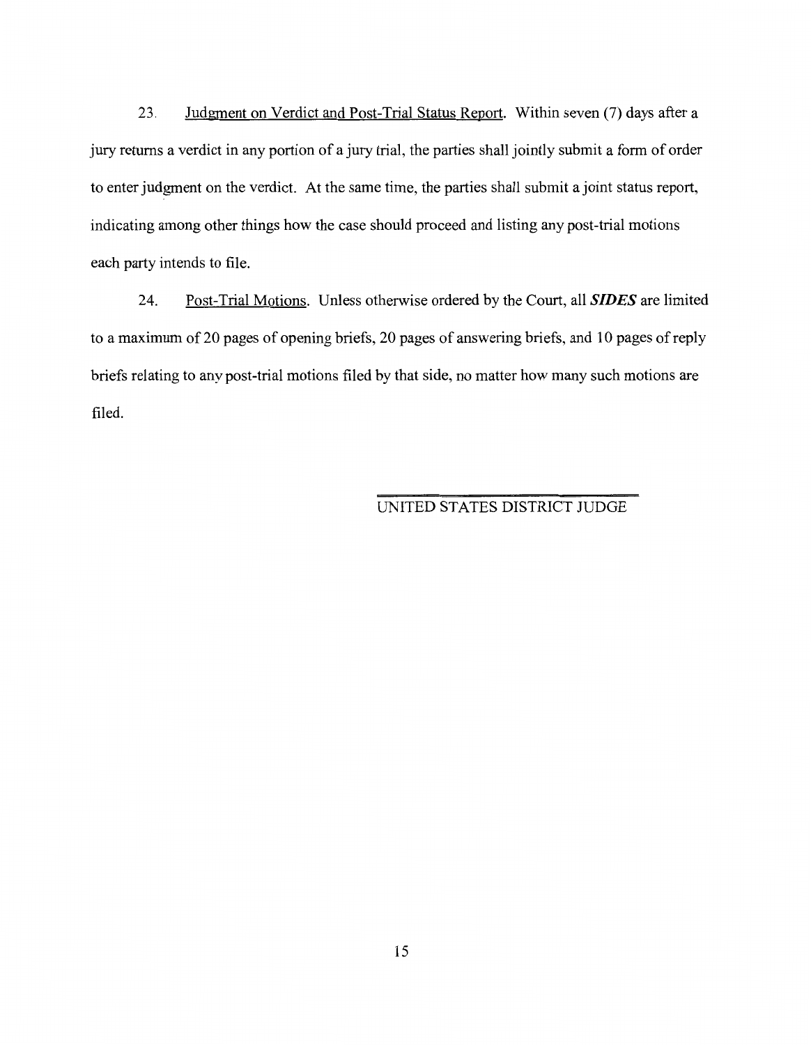23. Judgment on Verdict and Post-Trial Status Report. Within seven (7) days after a jury returns a verdict in any portion of a jury trial, the parties shall jointly submit a form of order to enter judgment on the verdict. At the same time, the parties shall submit a joint status report, indicating among other things how the case should proceed and listing any post-trial motions each party intends to file.

24. Post-Trial Motions. Unless otherwise ordered by the Court, all ***SIDES*** are limited to a maximum of 20 pages of opening briefs, 20 pages of answering briefs, and 10 pages of reply briefs relating to any post-trial motions filed by that side, no matter how many such motions are filed.

\_\_\_\_\_\_\_\_\_\_\_\_\_\_\_\_\_\_\_\_\_\_\_\_\_\_\_\_\_\_

UNITED STATES DISTRICT JUDGE